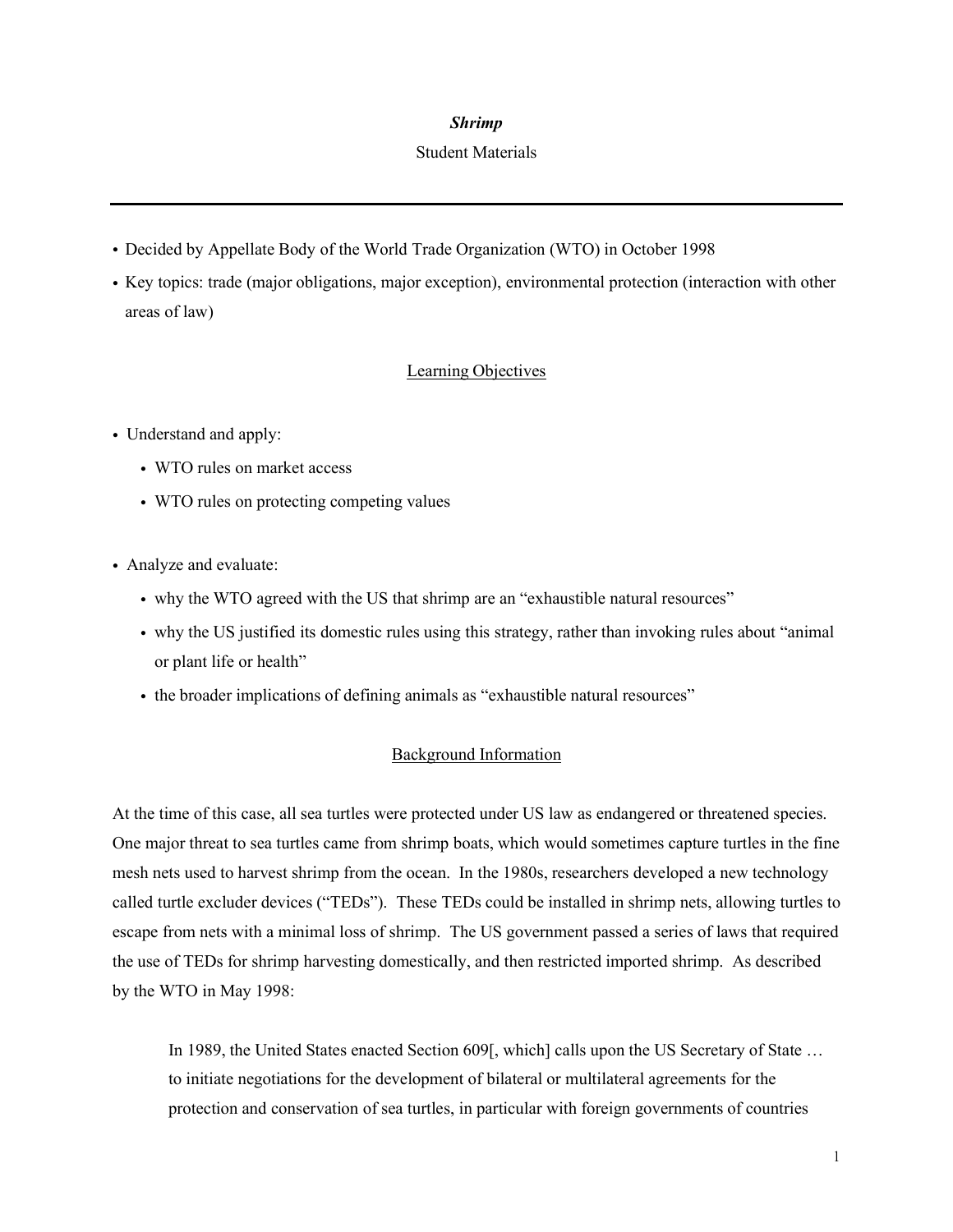# *Shrimp*

Student Materials

---

- Decided by Appellate Body of the World Trade Organization (WTO) in October 1998
- Key topics: trade (major obligations, major exception), environmental protection (interaction with other areas of law)

## Learning Objectives

- Understand and apply:
  - WTO rules on market access
  - WTO rules on protecting competing values

- Analyze and evaluate:
  - why the WTO agreed with the US that shrimp are an "exhaustible natural resources"
  - why the US justified its domestic rules using this strategy, rather than invoking rules about "animal or plant life or health"
  - the broader implications of defining animals as "exhaustible natural resources"

## Background Information

At the time of this case, all sea turtles were protected under US law as endangered or threatened species. One major threat to sea turtles came from shrimp boats, which would sometimes capture turtles in the fine mesh nets used to harvest shrimp from the ocean. In the 1980s, researchers developed a new technology called turtle excluder devices ("TEDs"). These TEDs could be installed in shrimp nets, allowing turtles to escape from nets with a minimal loss of shrimp. The US government passed a series of laws that required the use of TEDs for shrimp harvesting domestically, and then restricted imported shrimp. As described by the WTO in May 1998:

> In 1989, the United States enacted Section 609[, which] calls upon the US Secretary of State … to initiate negotiations for the development of bilateral or multilateral agreements for the protection and conservation of sea turtles, in particular with foreign governments of countries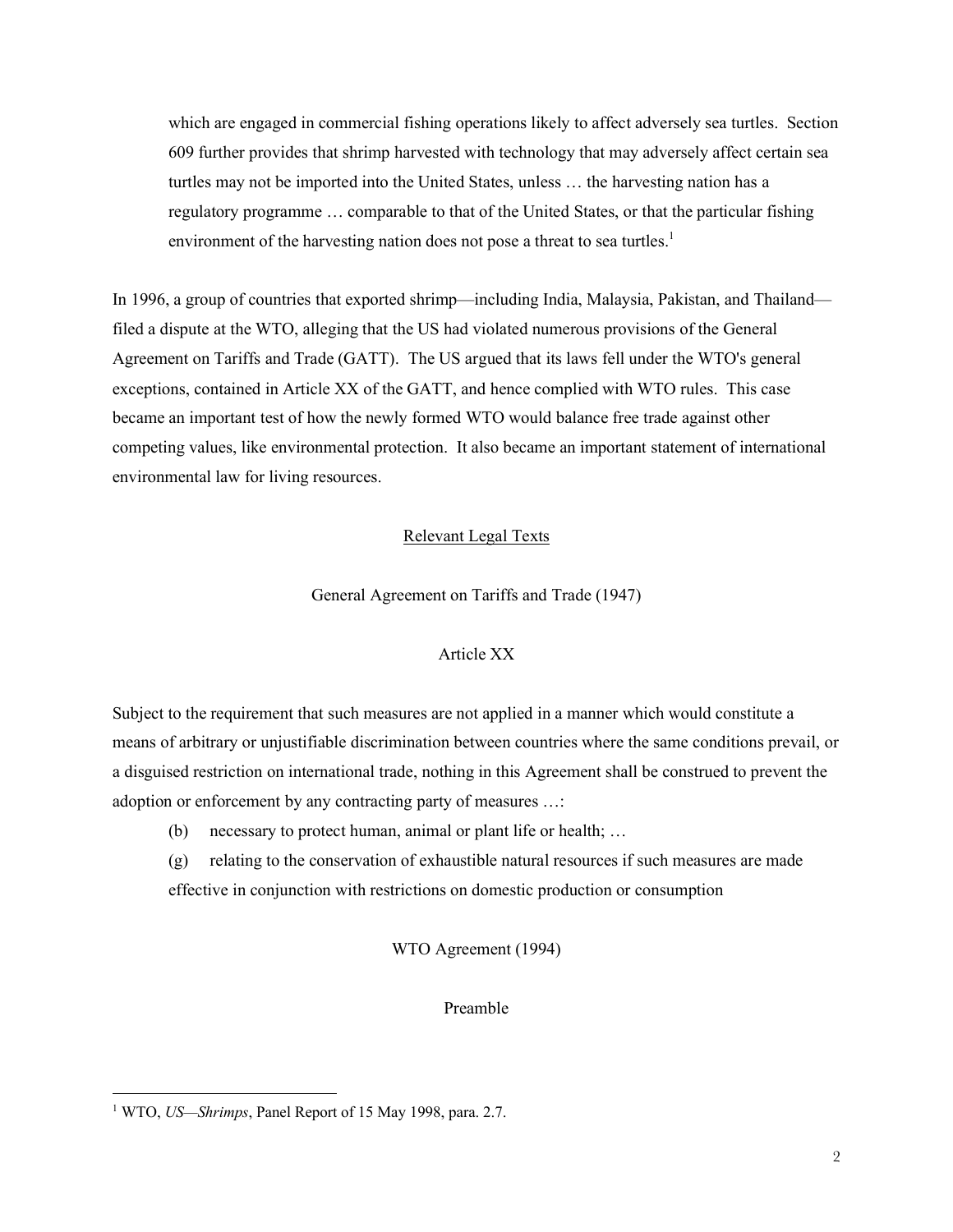> which are engaged in commercial fishing operations likely to affect adversely sea turtles. Section 609 further provides that shrimp harvested with technology that may adversely affect certain sea turtles may not be imported into the United States, unless … the harvesting nation has a regulatory programme … comparable to that of the United States, or that the particular fishing environment of the harvesting nation does not pose a threat to sea turtles.[1]

In 1996, a group of countries that exported shrimp—including India, Malaysia, Pakistan, and Thailand—filed a dispute at the WTO, alleging that the US had violated numerous provisions of the General Agreement on Tariffs and Trade (GATT). The US argued that its laws fell under the WTO's general exceptions, contained in Article XX of the GATT, and hence complied with WTO rules. This case became an important test of how the newly formed WTO would balance free trade against other competing values, like environmental protection. It also became an important statement of international environmental law for living resources.

## Relevant Legal Texts

### General Agreement on Tariffs and Trade (1947)

#### Article XX

Subject to the requirement that such measures are not applied in a manner which would constitute a means of arbitrary or unjustifiable discrimination between countries where the same conditions prevail, or a disguised restriction on international trade, nothing in this Agreement shall be construed to prevent the adoption or enforcement by any contracting party of measures …:

> (b) necessary to protect human, animal or plant life or health; …
>
> (g) relating to the conservation of exhaustible natural resources if such measures are made effective in conjunction with restrictions on domestic production or consumption

### WTO Agreement (1994)

#### Preamble

---

[1] WTO, *US—Shrimps*, Panel Report of 15 May 1998, para. 2.7.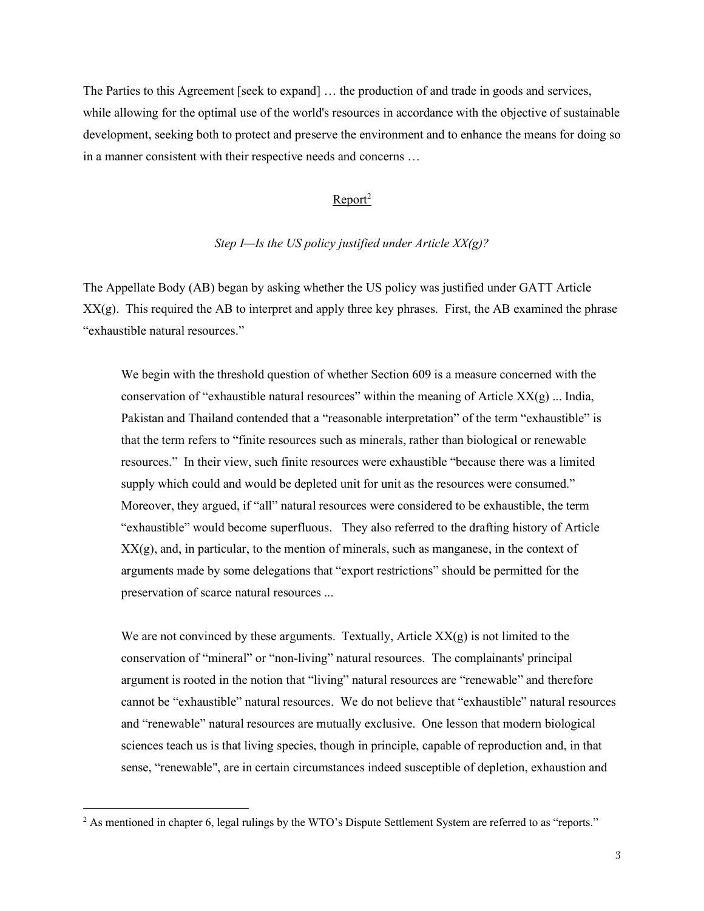The Parties to this Agreement [seek to expand] … the production of and trade in goods and services, while allowing for the optimal use of the world's resources in accordance with the objective of sustainable development, seeking both to protect and preserve the environment and to enhance the means for doing so in a manner consistent with their respective needs and concerns …

<u>Report</u>[2]

*Step I—Is the US policy justified under Article XX(g)?*

The Appellate Body (AB) began by asking whether the US policy was justified under GATT Article XX(g). This required the AB to interpret and apply three key phrases. First, the AB examined the phrase "exhaustible natural resources."

> We begin with the threshold question of whether Section 609 is a measure concerned with the conservation of "exhaustible natural resources" within the meaning of Article XX(g) ... India, Pakistan and Thailand contended that a "reasonable interpretation" of the term "exhaustible" is that the term refers to "finite resources such as minerals, rather than biological or renewable resources." In their view, such finite resources were exhaustible "because there was a limited supply which could and would be depleted unit for unit as the resources were consumed." Moreover, they argued, if "all" natural resources were considered to be exhaustible, the term "exhaustible" would become superfluous. They also referred to the drafting history of Article XX(g), and, in particular, to the mention of minerals, such as manganese, in the context of arguments made by some delegations that "export restrictions" should be permitted for the preservation of scarce natural resources ...
>
> We are not convinced by these arguments. Textually, Article XX(g) is not limited to the conservation of "mineral" or "non-living" natural resources. The complainants' principal argument is rooted in the notion that "living" natural resources are "renewable" and therefore cannot be "exhaustible" natural resources. We do not believe that "exhaustible" natural resources and "renewable" natural resources are mutually exclusive. One lesson that modern biological sciences teach us is that living species, though in principle, capable of reproduction and, in that sense, "renewable", are in certain circumstances indeed susceptible of depletion, exhaustion and

[2] As mentioned in chapter 6, legal rulings by the WTO's Dispute Settlement System are referred to as "reports."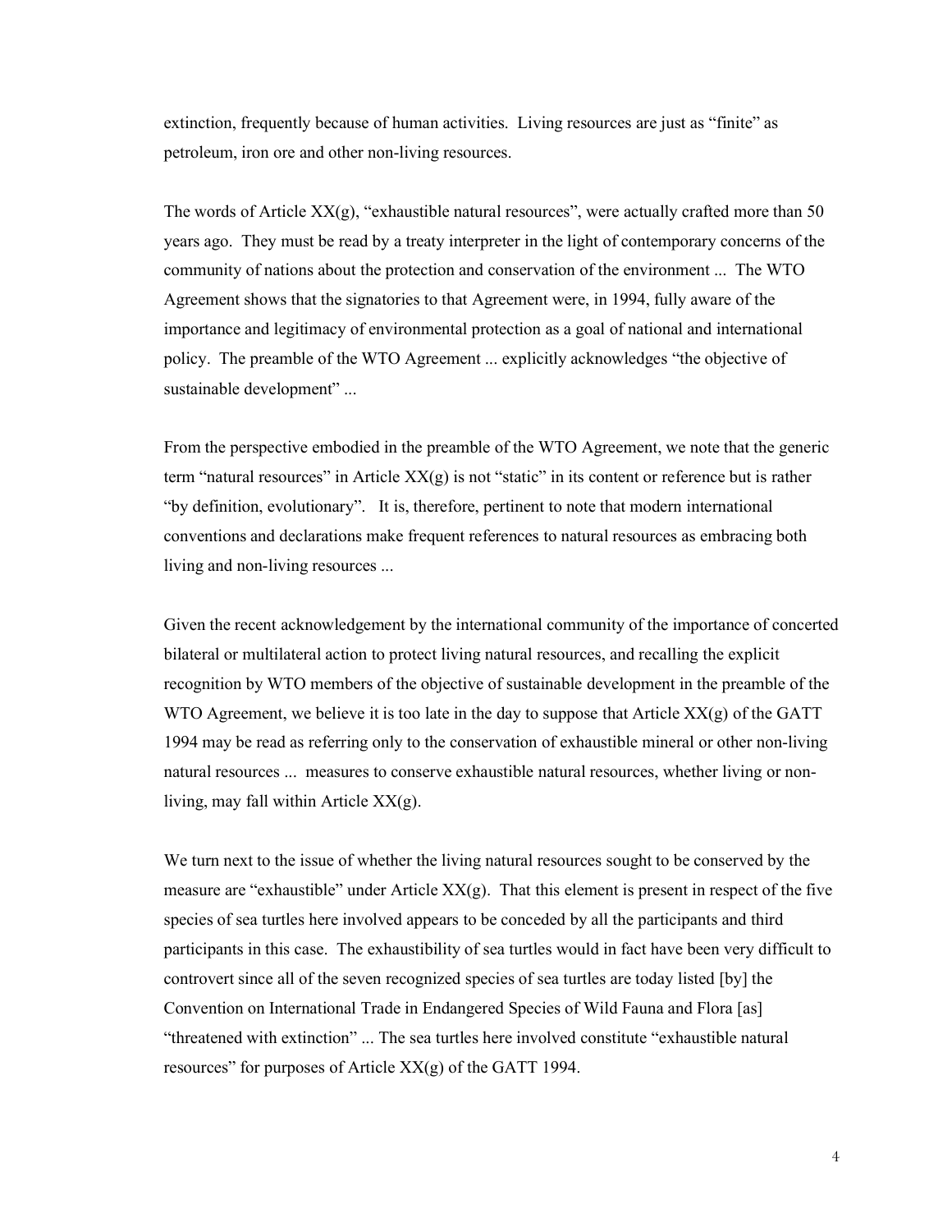extinction, frequently because of human activities. Living resources are just as "finite" as petroleum, iron ore and other non-living resources.

The words of Article XX(g), "exhaustible natural resources", were actually crafted more than 50 years ago. They must be read by a treaty interpreter in the light of contemporary concerns of the community of nations about the protection and conservation of the environment ... The WTO Agreement shows that the signatories to that Agreement were, in 1994, fully aware of the importance and legitimacy of environmental protection as a goal of national and international policy. The preamble of the WTO Agreement ... explicitly acknowledges "the objective of sustainable development" ...

From the perspective embodied in the preamble of the WTO Agreement, we note that the generic term "natural resources" in Article XX(g) is not "static" in its content or reference but is rather "by definition, evolutionary". It is, therefore, pertinent to note that modern international conventions and declarations make frequent references to natural resources as embracing both living and non-living resources ...

Given the recent acknowledgement by the international community of the importance of concerted bilateral or multilateral action to protect living natural resources, and recalling the explicit recognition by WTO members of the objective of sustainable development in the preamble of the WTO Agreement, we believe it is too late in the day to suppose that Article XX(g) of the GATT 1994 may be read as referring only to the conservation of exhaustible mineral or other non-living natural resources ... measures to conserve exhaustible natural resources, whether living or non-living, may fall within Article XX(g).

We turn next to the issue of whether the living natural resources sought to be conserved by the measure are "exhaustible" under Article XX(g). That this element is present in respect of the five species of sea turtles here involved appears to be conceded by all the participants and third participants in this case. The exhaustibility of sea turtles would in fact have been very difficult to controvert since all of the seven recognized species of sea turtles are today listed [by] the Convention on International Trade in Endangered Species of Wild Fauna and Flora [as] "threatened with extinction" ... The sea turtles here involved constitute "exhaustible natural resources" for purposes of Article XX(g) of the GATT 1994.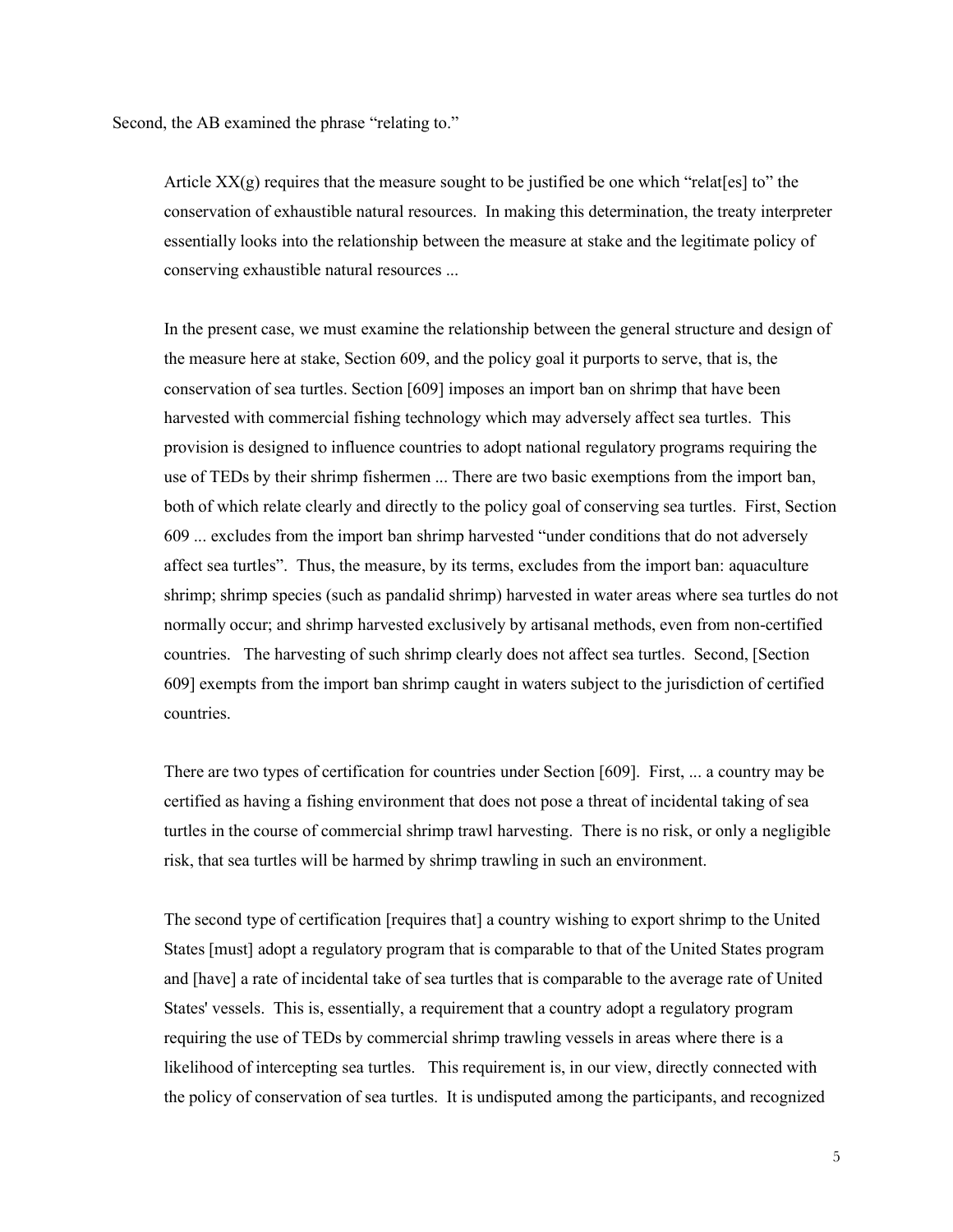Second, the AB examined the phrase "relating to."

> Article XX(g) requires that the measure sought to be justified be one which "relat[es] to" the conservation of exhaustible natural resources. In making this determination, the treaty interpreter essentially looks into the relationship between the measure at stake and the legitimate policy of conserving exhaustible natural resources ...
>
> In the present case, we must examine the relationship between the general structure and design of the measure here at stake, Section 609, and the policy goal it purports to serve, that is, the conservation of sea turtles. Section [609] imposes an import ban on shrimp that have been harvested with commercial fishing technology which may adversely affect sea turtles. This provision is designed to influence countries to adopt national regulatory programs requiring the use of TEDs by their shrimp fishermen ... There are two basic exemptions from the import ban, both of which relate clearly and directly to the policy goal of conserving sea turtles. First, Section 609 ... excludes from the import ban shrimp harvested "under conditions that do not adversely affect sea turtles". Thus, the measure, by its terms, excludes from the import ban: aquaculture shrimp; shrimp species (such as pandalid shrimp) harvested in water areas where sea turtles do not normally occur; and shrimp harvested exclusively by artisanal methods, even from non-certified countries. The harvesting of such shrimp clearly does not affect sea turtles. Second, [Section 609] exempts from the import ban shrimp caught in waters subject to the jurisdiction of certified countries.
>
> There are two types of certification for countries under Section [609]. First, ... a country may be certified as having a fishing environment that does not pose a threat of incidental taking of sea turtles in the course of commercial shrimp trawl harvesting. There is no risk, or only a negligible risk, that sea turtles will be harmed by shrimp trawling in such an environment.
>
> The second type of certification [requires that] a country wishing to export shrimp to the United States [must] adopt a regulatory program that is comparable to that of the United States program and [have] a rate of incidental take of sea turtles that is comparable to the average rate of United States' vessels. This is, essentially, a requirement that a country adopt a regulatory program requiring the use of TEDs by commercial shrimp trawling vessels in areas where there is a likelihood of intercepting sea turtles. This requirement is, in our view, directly connected with the policy of conservation of sea turtles. It is undisputed among the participants, and recognized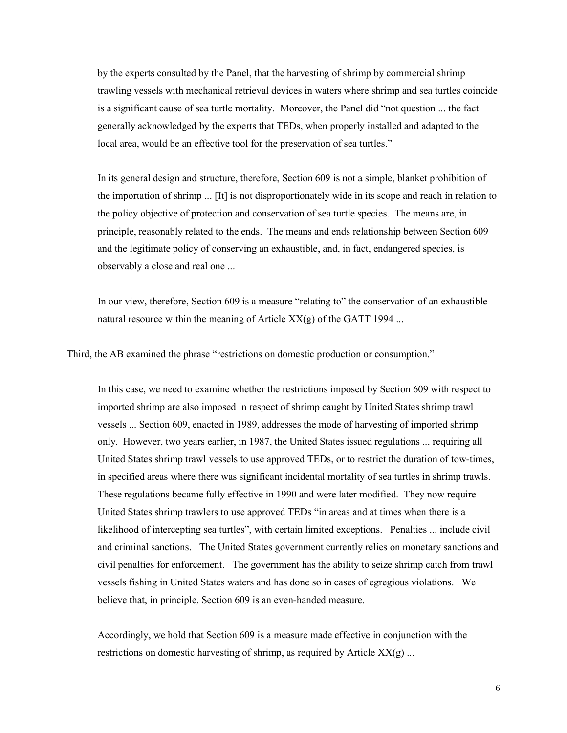> by the experts consulted by the Panel, that the harvesting of shrimp by commercial shrimp trawling vessels with mechanical retrieval devices in waters where shrimp and sea turtles coincide is a significant cause of sea turtle mortality. Moreover, the Panel did "not question ... the fact generally acknowledged by the experts that TEDs, when properly installed and adapted to the local area, would be an effective tool for the preservation of sea turtles."
>
> In its general design and structure, therefore, Section 609 is not a simple, blanket prohibition of the importation of shrimp ... [It] is not disproportionately wide in its scope and reach in relation to the policy objective of protection and conservation of sea turtle species. The means are, in principle, reasonably related to the ends. The means and ends relationship between Section 609 and the legitimate policy of conserving an exhaustible, and, in fact, endangered species, is observably a close and real one ...
>
> In our view, therefore, Section 609 is a measure "relating to" the conservation of an exhaustible natural resource within the meaning of Article XX(g) of the GATT 1994 ...

Third, the AB examined the phrase "restrictions on domestic production or consumption."

> In this case, we need to examine whether the restrictions imposed by Section 609 with respect to imported shrimp are also imposed in respect of shrimp caught by United States shrimp trawl vessels ... Section 609, enacted in 1989, addresses the mode of harvesting of imported shrimp only. However, two years earlier, in 1987, the United States issued regulations ... requiring all United States shrimp trawl vessels to use approved TEDs, or to restrict the duration of tow-times, in specified areas where there was significant incidental mortality of sea turtles in shrimp trawls. These regulations became fully effective in 1990 and were later modified. They now require United States shrimp trawlers to use approved TEDs "in areas and at times when there is a likelihood of intercepting sea turtles", with certain limited exceptions. Penalties ... include civil and criminal sanctions. The United States government currently relies on monetary sanctions and civil penalties for enforcement. The government has the ability to seize shrimp catch from trawl vessels fishing in United States waters and has done so in cases of egregious violations. We believe that, in principle, Section 609 is an even-handed measure.
>
> Accordingly, we hold that Section 609 is a measure made effective in conjunction with the restrictions on domestic harvesting of shrimp, as required by Article XX(g) ...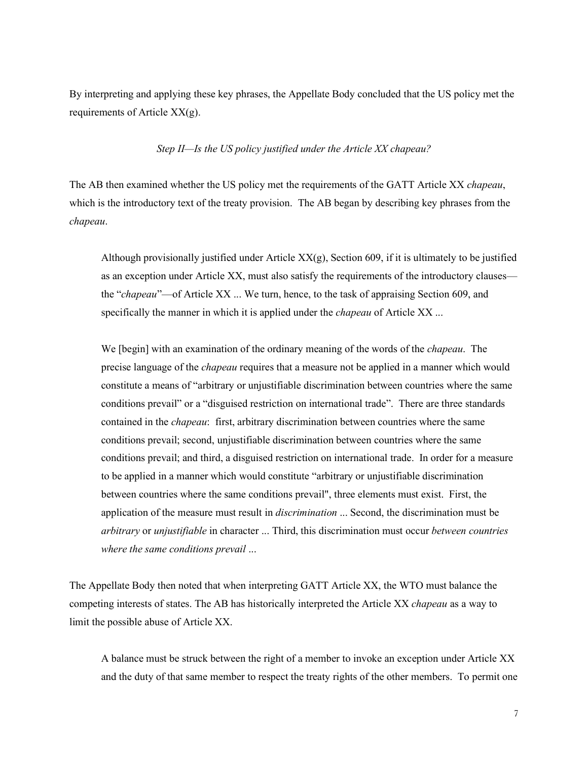By interpreting and applying these key phrases, the Appellate Body concluded that the US policy met the requirements of Article XX(g).

### *Step II—Is the US policy justified under the Article XX chapeau?*

The AB then examined whether the US policy met the requirements of the GATT Article XX *chapeau*, which is the introductory text of the treaty provision. The AB began by describing key phrases from the *chapeau*.

> Although provisionally justified under Article XX(g), Section 609, if it is ultimately to be justified as an exception under Article XX, must also satisfy the requirements of the introductory clauses—the "*chapeau*"—of Article XX ... We turn, hence, to the task of appraising Section 609, and specifically the manner in which it is applied under the *chapeau* of Article XX ...
>
> We [begin] with an examination of the ordinary meaning of the words of the *chapeau*. The precise language of the *chapeau* requires that a measure not be applied in a manner which would constitute a means of "arbitrary or unjustifiable discrimination between countries where the same conditions prevail" or a "disguised restriction on international trade". There are three standards contained in the *chapeau*: first, arbitrary discrimination between countries where the same conditions prevail; second, unjustifiable discrimination between countries where the same conditions prevail; and third, a disguised restriction on international trade. In order for a measure to be applied in a manner which would constitute "arbitrary or unjustifiable discrimination between countries where the same conditions prevail", three elements must exist. First, the application of the measure must result in *discrimination* ... Second, the discrimination must be *arbitrary* or *unjustifiable* in character ... Third, this discrimination must occur *between countries where the same conditions prevail* ...

The Appellate Body then noted that when interpreting GATT Article XX, the WTO must balance the competing interests of states. The AB has historically interpreted the Article XX *chapeau* as a way to limit the possible abuse of Article XX.

> A balance must be struck between the right of a member to invoke an exception under Article XX and the duty of that same member to respect the treaty rights of the other members. To permit one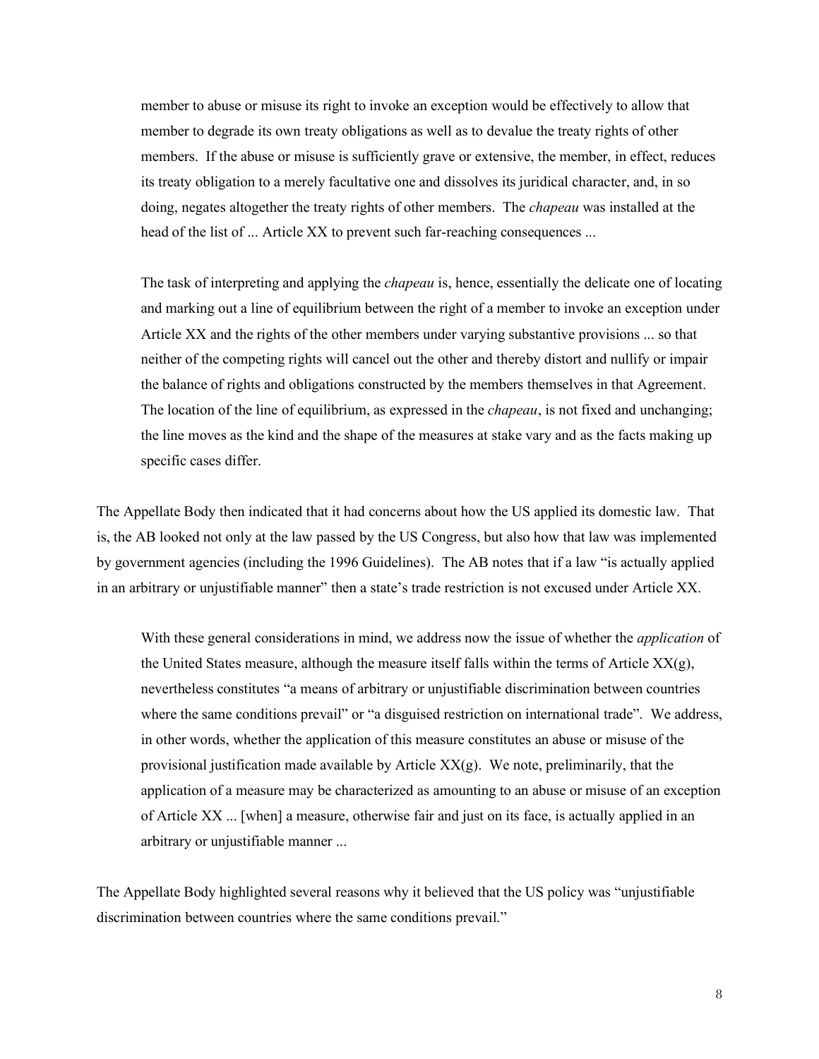> member to abuse or misuse its right to invoke an exception would be effectively to allow that member to degrade its own treaty obligations as well as to devalue the treaty rights of other members. If the abuse or misuse is sufficiently grave or extensive, the member, in effect, reduces its treaty obligation to a merely facultative one and dissolves its juridical character, and, in so doing, negates altogether the treaty rights of other members. The *chapeau* was installed at the head of the list of ... Article XX to prevent such far-reaching consequences ...
>
> The task of interpreting and applying the *chapeau* is, hence, essentially the delicate one of locating and marking out a line of equilibrium between the right of a member to invoke an exception under Article XX and the rights of the other members under varying substantive provisions ... so that neither of the competing rights will cancel out the other and thereby distort and nullify or impair the balance of rights and obligations constructed by the members themselves in that Agreement. The location of the line of equilibrium, as expressed in the *chapeau*, is not fixed and unchanging; the line moves as the kind and the shape of the measures at stake vary and as the facts making up specific cases differ.

The Appellate Body then indicated that it had concerns about how the US applied its domestic law. That is, the AB looked not only at the law passed by the US Congress, but also how that law was implemented by government agencies (including the 1996 Guidelines). The AB notes that if a law "is actually applied in an arbitrary or unjustifiable manner" then a state's trade restriction is not excused under Article XX.

> With these general considerations in mind, we address now the issue of whether the *application* of the United States measure, although the measure itself falls within the terms of Article XX(g), nevertheless constitutes "a means of arbitrary or unjustifiable discrimination between countries where the same conditions prevail" or "a disguised restriction on international trade". We address, in other words, whether the application of this measure constitutes an abuse or misuse of the provisional justification made available by Article XX(g). We note, preliminarily, that the application of a measure may be characterized as amounting to an abuse or misuse of an exception of Article XX ... [when] a measure, otherwise fair and just on its face, is actually applied in an arbitrary or unjustifiable manner ...

The Appellate Body highlighted several reasons why it believed that the US policy was "unjustifiable discrimination between countries where the same conditions prevail."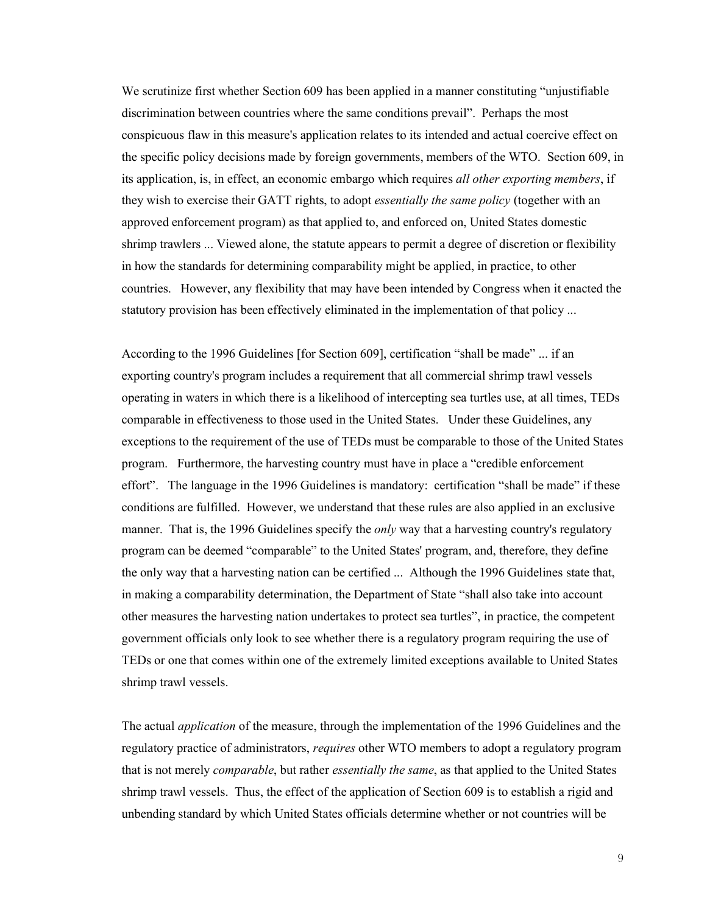We scrutinize first whether Section 609 has been applied in a manner constituting "unjustifiable discrimination between countries where the same conditions prevail". Perhaps the most conspicuous flaw in this measure's application relates to its intended and actual coercive effect on the specific policy decisions made by foreign governments, members of the WTO. Section 609, in its application, is, in effect, an economic embargo which requires *all other exporting members*, if they wish to exercise their GATT rights, to adopt *essentially the same policy* (together with an approved enforcement program) as that applied to, and enforced on, United States domestic shrimp trawlers ... Viewed alone, the statute appears to permit a degree of discretion or flexibility in how the standards for determining comparability might be applied, in practice, to other countries. However, any flexibility that may have been intended by Congress when it enacted the statutory provision has been effectively eliminated in the implementation of that policy ...

According to the 1996 Guidelines [for Section 609], certification "shall be made" ... if an exporting country's program includes a requirement that all commercial shrimp trawl vessels operating in waters in which there is a likelihood of intercepting sea turtles use, at all times, TEDs comparable in effectiveness to those used in the United States. Under these Guidelines, any exceptions to the requirement of the use of TEDs must be comparable to those of the United States program. Furthermore, the harvesting country must have in place a "credible enforcement effort". The language in the 1996 Guidelines is mandatory: certification "shall be made" if these conditions are fulfilled. However, we understand that these rules are also applied in an exclusive manner. That is, the 1996 Guidelines specify the *only* way that a harvesting country's regulatory program can be deemed "comparable" to the United States' program, and, therefore, they define the only way that a harvesting nation can be certified ... Although the 1996 Guidelines state that, in making a comparability determination, the Department of State "shall also take into account other measures the harvesting nation undertakes to protect sea turtles", in practice, the competent government officials only look to see whether there is a regulatory program requiring the use of TEDs or one that comes within one of the extremely limited exceptions available to United States shrimp trawl vessels.

The actual *application* of the measure, through the implementation of the 1996 Guidelines and the regulatory practice of administrators, *requires* other WTO members to adopt a regulatory program that is not merely *comparable*, but rather *essentially the same*, as that applied to the United States shrimp trawl vessels. Thus, the effect of the application of Section 609 is to establish a rigid and unbending standard by which United States officials determine whether or not countries will be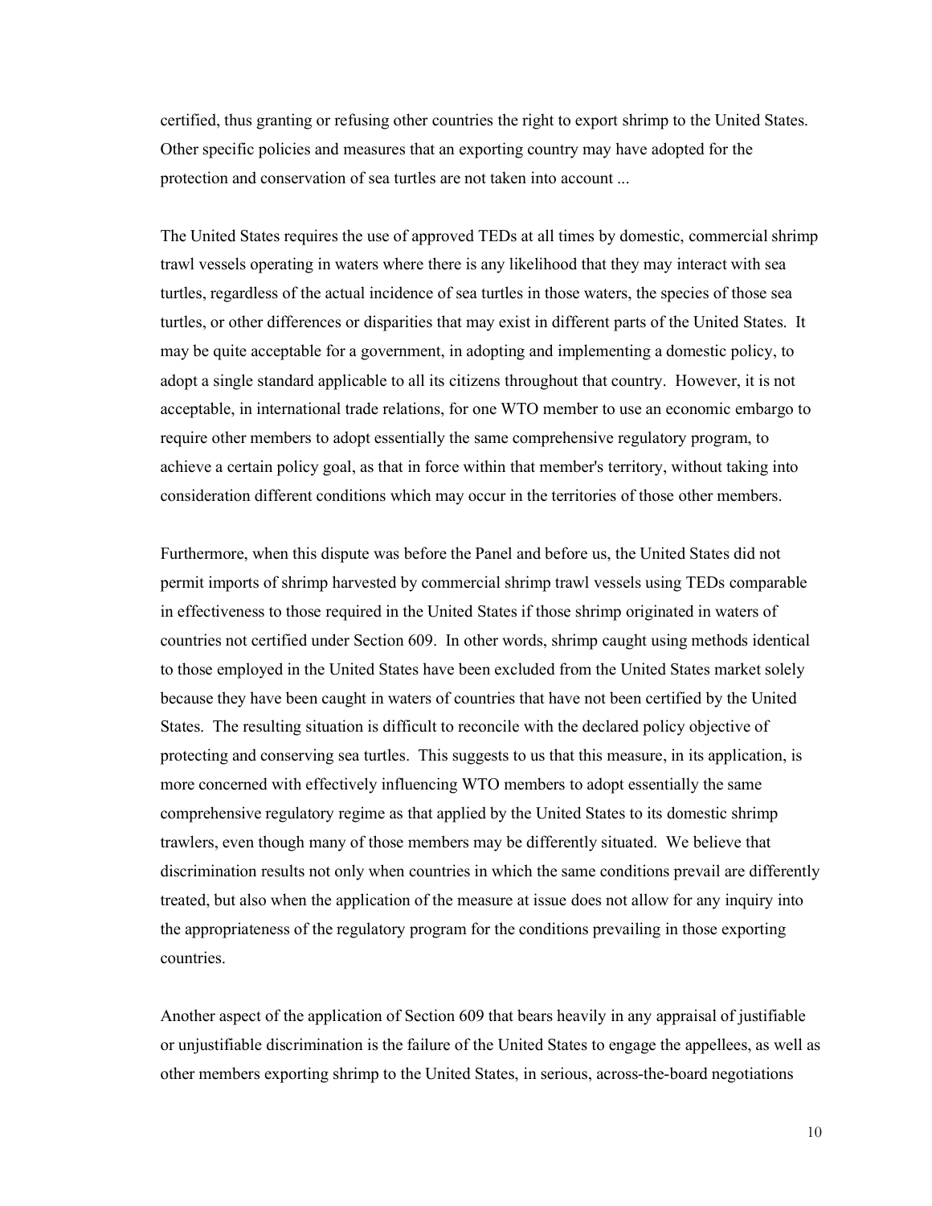certified, thus granting or refusing other countries the right to export shrimp to the United States. Other specific policies and measures that an exporting country may have adopted for the protection and conservation of sea turtles are not taken into account ...

The United States requires the use of approved TEDs at all times by domestic, commercial shrimp trawl vessels operating in waters where there is any likelihood that they may interact with sea turtles, regardless of the actual incidence of sea turtles in those waters, the species of those sea turtles, or other differences or disparities that may exist in different parts of the United States. It may be quite acceptable for a government, in adopting and implementing a domestic policy, to adopt a single standard applicable to all its citizens throughout that country. However, it is not acceptable, in international trade relations, for one WTO member to use an economic embargo to require other members to adopt essentially the same comprehensive regulatory program, to achieve a certain policy goal, as that in force within that member's territory, without taking into consideration different conditions which may occur in the territories of those other members.

Furthermore, when this dispute was before the Panel and before us, the United States did not permit imports of shrimp harvested by commercial shrimp trawl vessels using TEDs comparable in effectiveness to those required in the United States if those shrimp originated in waters of countries not certified under Section 609. In other words, shrimp caught using methods identical to those employed in the United States have been excluded from the United States market solely because they have been caught in waters of countries that have not been certified by the United States. The resulting situation is difficult to reconcile with the declared policy objective of protecting and conserving sea turtles. This suggests to us that this measure, in its application, is more concerned with effectively influencing WTO members to adopt essentially the same comprehensive regulatory regime as that applied by the United States to its domestic shrimp trawlers, even though many of those members may be differently situated. We believe that discrimination results not only when countries in which the same conditions prevail are differently treated, but also when the application of the measure at issue does not allow for any inquiry into the appropriateness of the regulatory program for the conditions prevailing in those exporting countries.

Another aspect of the application of Section 609 that bears heavily in any appraisal of justifiable or unjustifiable discrimination is the failure of the United States to engage the appellees, as well as other members exporting shrimp to the United States, in serious, across-the-board negotiations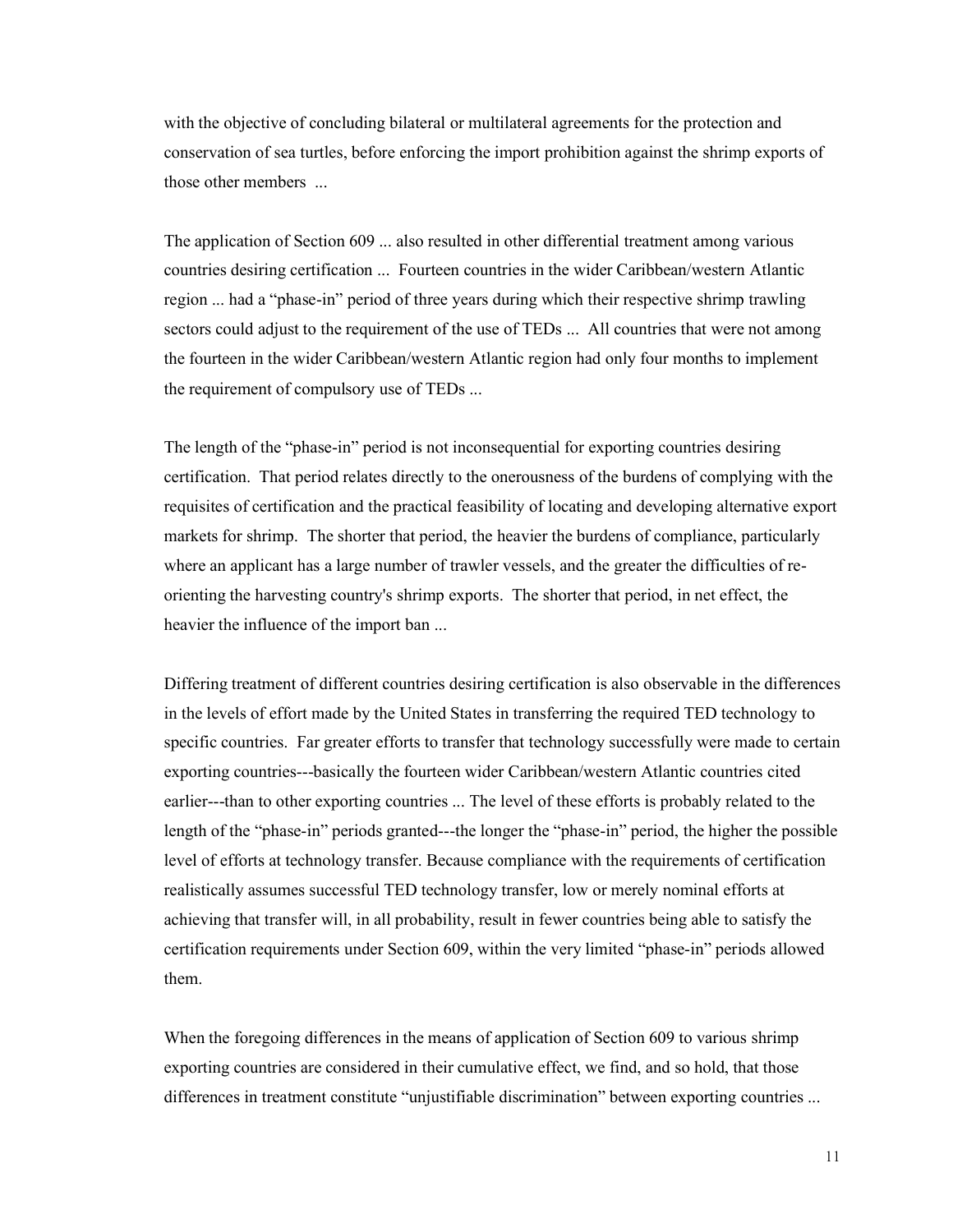with the objective of concluding bilateral or multilateral agreements for the protection and conservation of sea turtles, before enforcing the import prohibition against the shrimp exports of those other members ...

The application of Section 609 ... also resulted in other differential treatment among various countries desiring certification ... Fourteen countries in the wider Caribbean/western Atlantic region ... had a "phase-in" period of three years during which their respective shrimp trawling sectors could adjust to the requirement of the use of TEDs ... All countries that were not among the fourteen in the wider Caribbean/western Atlantic region had only four months to implement the requirement of compulsory use of TEDs ...

The length of the "phase-in" period is not inconsequential for exporting countries desiring certification. That period relates directly to the onerousness of the burdens of complying with the requisites of certification and the practical feasibility of locating and developing alternative export markets for shrimp. The shorter that period, the heavier the burdens of compliance, particularly where an applicant has a large number of trawler vessels, and the greater the difficulties of re-orienting the harvesting country's shrimp exports. The shorter that period, in net effect, the heavier the influence of the import ban ...

Differing treatment of different countries desiring certification is also observable in the differences in the levels of effort made by the United States in transferring the required TED technology to specific countries. Far greater efforts to transfer that technology successfully were made to certain exporting countries---basically the fourteen wider Caribbean/western Atlantic countries cited earlier---than to other exporting countries ... The level of these efforts is probably related to the length of the "phase-in" periods granted---the longer the "phase-in" period, the higher the possible level of efforts at technology transfer. Because compliance with the requirements of certification realistically assumes successful TED technology transfer, low or merely nominal efforts at achieving that transfer will, in all probability, result in fewer countries being able to satisfy the certification requirements under Section 609, within the very limited "phase-in" periods allowed them.

When the foregoing differences in the means of application of Section 609 to various shrimp exporting countries are considered in their cumulative effect, we find, and so hold, that those differences in treatment constitute "unjustifiable discrimination" between exporting countries ...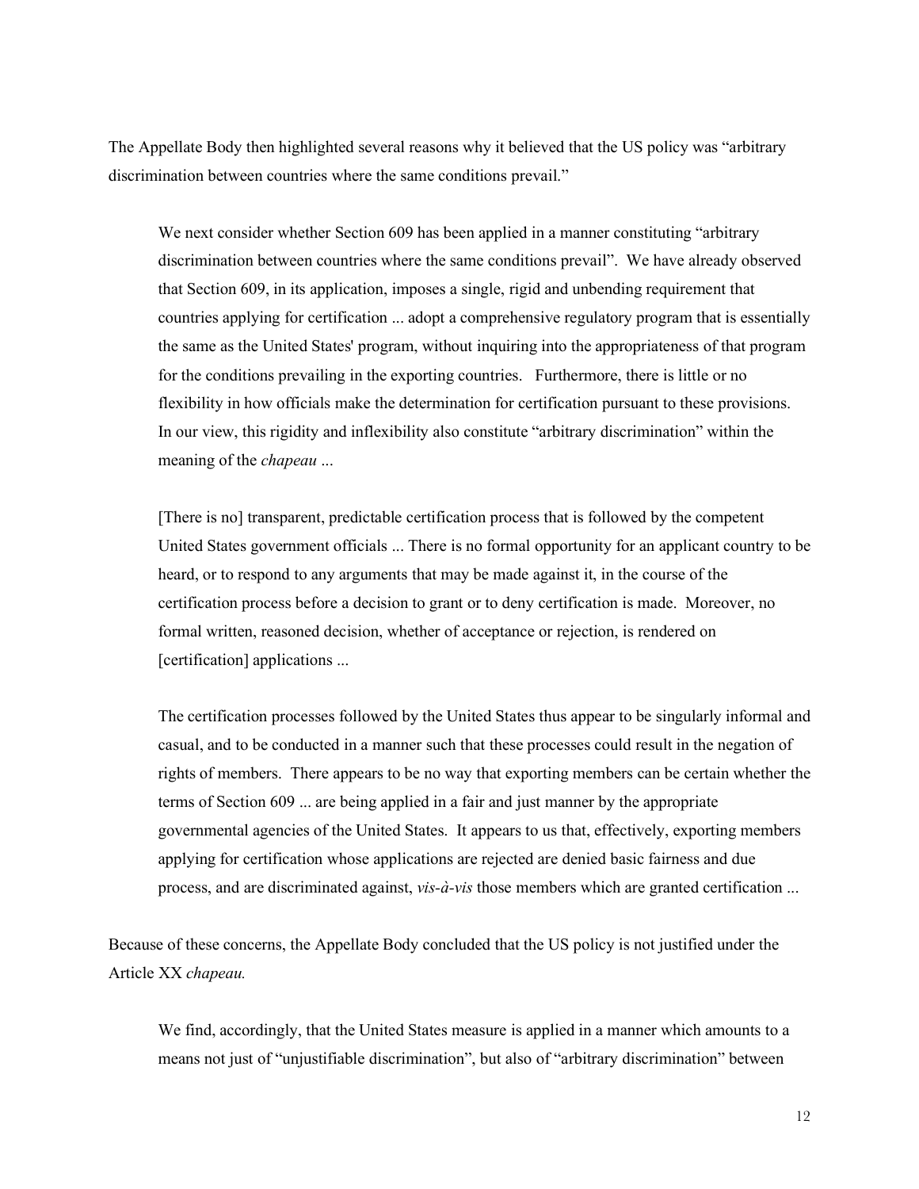The Appellate Body then highlighted several reasons why it believed that the US policy was "arbitrary discrimination between countries where the same conditions prevail."

> We next consider whether Section 609 has been applied in a manner constituting "arbitrary discrimination between countries where the same conditions prevail". We have already observed that Section 609, in its application, imposes a single, rigid and unbending requirement that countries applying for certification ... adopt a comprehensive regulatory program that is essentially the same as the United States' program, without inquiring into the appropriateness of that program for the conditions prevailing in the exporting countries. Furthermore, there is little or no flexibility in how officials make the determination for certification pursuant to these provisions. In our view, this rigidity and inflexibility also constitute "arbitrary discrimination" within the meaning of the *chapeau* ...
>
> [There is no] transparent, predictable certification process that is followed by the competent United States government officials ... There is no formal opportunity for an applicant country to be heard, or to respond to any arguments that may be made against it, in the course of the certification process before a decision to grant or to deny certification is made. Moreover, no formal written, reasoned decision, whether of acceptance or rejection, is rendered on [certification] applications ...
>
> The certification processes followed by the United States thus appear to be singularly informal and casual, and to be conducted in a manner such that these processes could result in the negation of rights of members. There appears to be no way that exporting members can be certain whether the terms of Section 609 ... are being applied in a fair and just manner by the appropriate governmental agencies of the United States. It appears to us that, effectively, exporting members applying for certification whose applications are rejected are denied basic fairness and due process, and are discriminated against, *vis-à-vis* those members which are granted certification ...

Because of these concerns, the Appellate Body concluded that the US policy is not justified under the Article XX *chapeau.*

> We find, accordingly, that the United States measure is applied in a manner which amounts to a means not just of "unjustifiable discrimination", but also of "arbitrary discrimination" between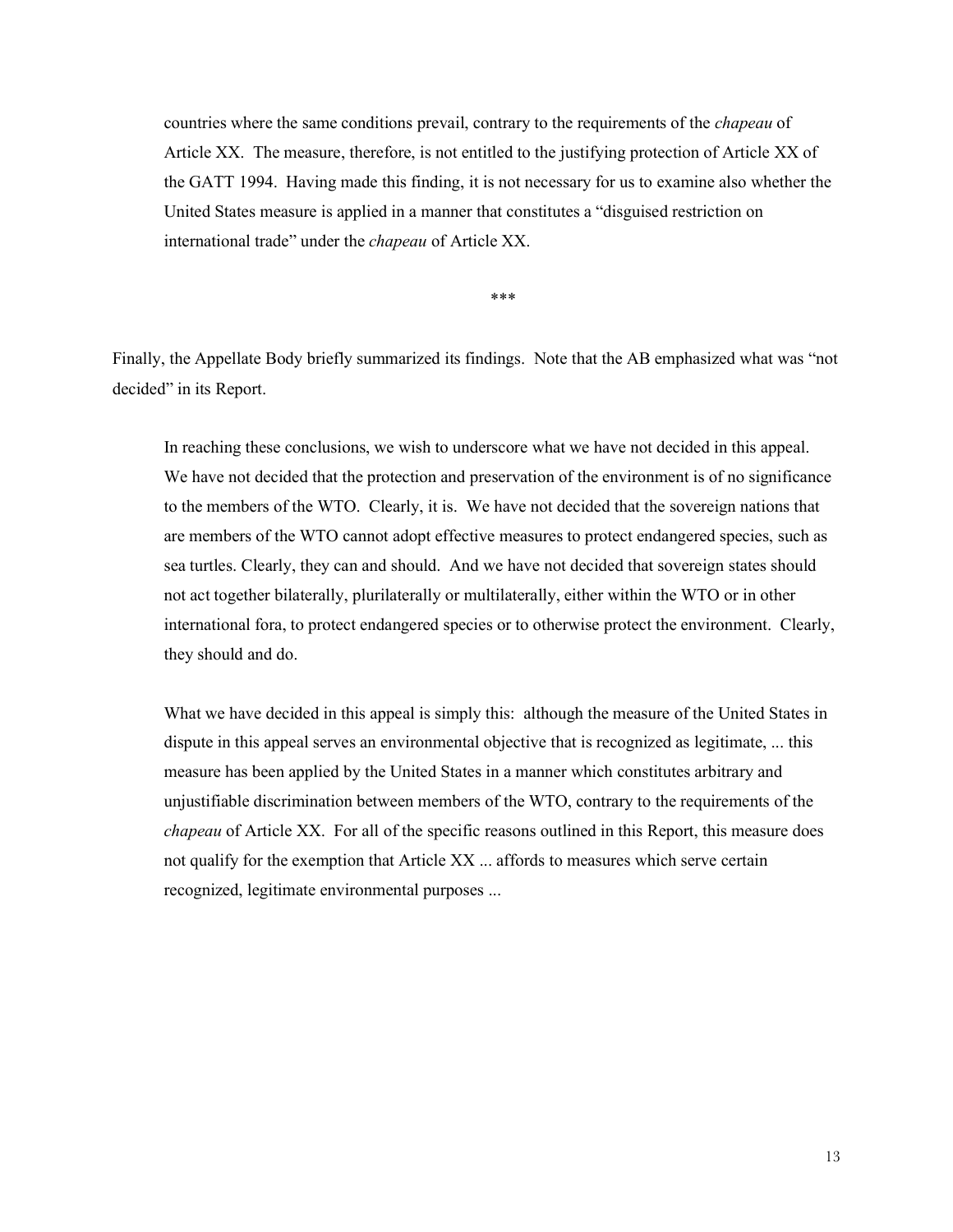countries where the same conditions prevail, contrary to the requirements of the *chapeau* of Article XX. The measure, therefore, is not entitled to the justifying protection of Article XX of the GATT 1994. Having made this finding, it is not necessary for us to examine also whether the United States measure is applied in a manner that constitutes a "disguised restriction on international trade" under the *chapeau* of Article XX.

\*\*\*

Finally, the Appellate Body briefly summarized its findings. Note that the AB emphasized what was "not decided" in its Report.

> In reaching these conclusions, we wish to underscore what we have not decided in this appeal. We have not decided that the protection and preservation of the environment is of no significance to the members of the WTO. Clearly, it is. We have not decided that the sovereign nations that are members of the WTO cannot adopt effective measures to protect endangered species, such as sea turtles. Clearly, they can and should. And we have not decided that sovereign states should not act together bilaterally, plurilaterally or multilaterally, either within the WTO or in other international fora, to protect endangered species or to otherwise protect the environment. Clearly, they should and do.
>
> What we have decided in this appeal is simply this: although the measure of the United States in dispute in this appeal serves an environmental objective that is recognized as legitimate, ... this measure has been applied by the United States in a manner which constitutes arbitrary and unjustifiable discrimination between members of the WTO, contrary to the requirements of the *chapeau* of Article XX. For all of the specific reasons outlined in this Report, this measure does not qualify for the exemption that Article XX ... affords to measures which serve certain recognized, legitimate environmental purposes ...